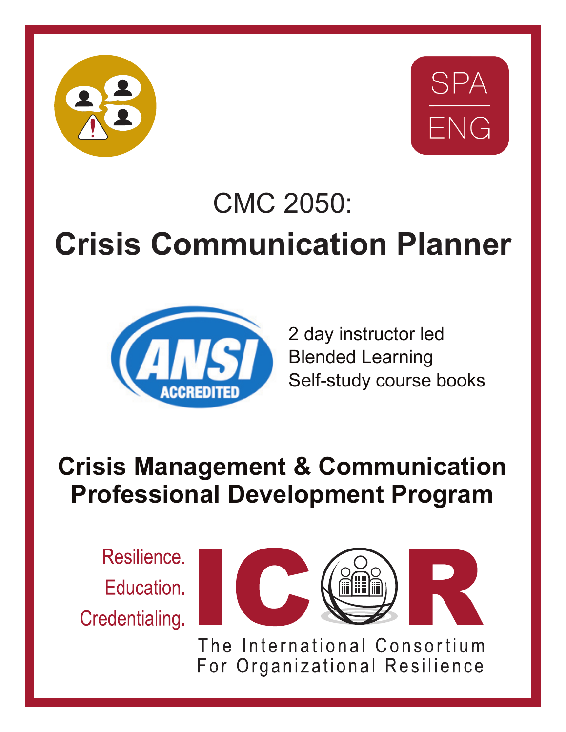SPA

ENG

# CMC 2050:
# Crisis Communication Planner

ANSI ACCREDITED

2 day instructor led
Blended Learning
Self-study course books

## Crisis Management & Communication Professional Development Program

Resilience.
Education.
Credentialing.

ICOR

The International Consortium
For Organizational Resilience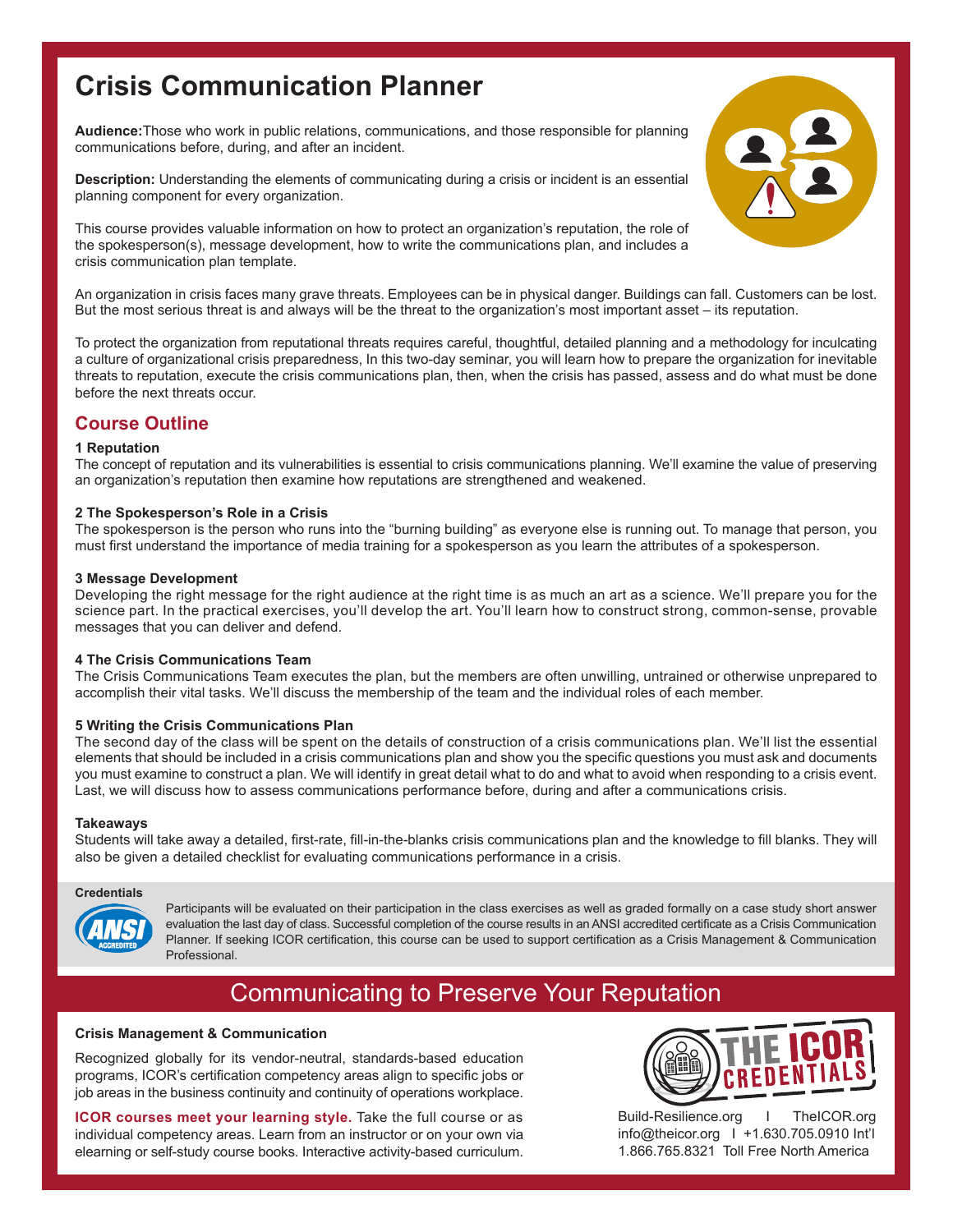# Crisis Communication Planner

**Audience:** Those who work in public relations, communications, and those responsible for planning communications before, during, and after an incident.

**Description:** Understanding the elements of communicating during a crisis or incident is an essential planning component for every organization.

This course provides valuable information on how to protect an organization's reputation, the role of the spokesperson(s), message development, how to write the communications plan, and includes a crisis communication plan template.

An organization in crisis faces many grave threats. Employees can be in physical danger. Buildings can fall. Customers can be lost. But the most serious threat is and always will be the threat to the organization's most important asset – its reputation.

To protect the organization from reputational threats requires careful, thoughtful, detailed planning and a methodology for inculcating a culture of organizational crisis preparedness, In this two-day seminar, you will learn how to prepare the organization for inevitable threats to reputation, execute the crisis communications plan, then, when the crisis has passed, assess and do what must be done before the next threats occur.

## Course Outline

**1 Reputation**

The concept of reputation and its vulnerabilities is essential to crisis communications planning. We'll examine the value of preserving an organization's reputation then examine how reputations are strengthened and weakened.

**2 The Spokesperson's Role in a Crisis**

The spokesperson is the person who runs into the "burning building" as everyone else is running out. To manage that person, you must first understand the importance of media training for a spokesperson as you learn the attributes of a spokesperson.

**3 Message Development**

Developing the right message for the right audience at the right time is as much an art as a science. We'll prepare you for the science part. In the practical exercises, you'll develop the art. You'll learn how to construct strong, common-sense, provable messages that you can deliver and defend.

**4 The Crisis Communications Team**

The Crisis Communications Team executes the plan, but the members are often unwilling, untrained or otherwise unprepared to accomplish their vital tasks. We'll discuss the membership of the team and the individual roles of each member.

**5 Writing the Crisis Communications Plan**

The second day of the class will be spent on the details of construction of a crisis communications plan. We'll list the essential elements that should be included in a crisis communications plan and show you the specific questions you must ask and documents you must examine to construct a plan. We will identify in great detail what to do and what to avoid when responding to a crisis event. Last, we will discuss how to assess communications performance before, during and after a communications crisis.

**Takeaways**

Students will take away a detailed, first-rate, fill-in-the-blanks crisis communications plan and the knowledge to fill blanks. They will also be given a detailed checklist for evaluating communications performance in a crisis.

**Credentials**

Participants will be evaluated on their participation in the class exercises as well as graded formally on a case study short answer evaluation the last day of class. Successful completion of the course results in an ANSI accredited certificate as a Crisis Communication Planner. If seeking ICOR certification, this course can be used to support certification as a Crisis Management & Communication Professional.

## Communicating to Preserve Your Reputation

**Crisis Management & Communication**

Recognized globally for its vendor-neutral, standards-based education programs, ICOR's certification competency areas align to specific jobs or job areas in the business continuity and continuity of operations workplace.

**ICOR courses meet your learning style.** Take the full course or as individual competency areas. Learn from an instructor or on your own via elearning or self-study course books. Interactive activity-based curriculum.

THE ICOR CREDENTIALS

Build-Resilience.org | TheICOR.org
info@theicor.org | +1.630.705.0910 Int'l
1.866.765.8321 Toll Free North America